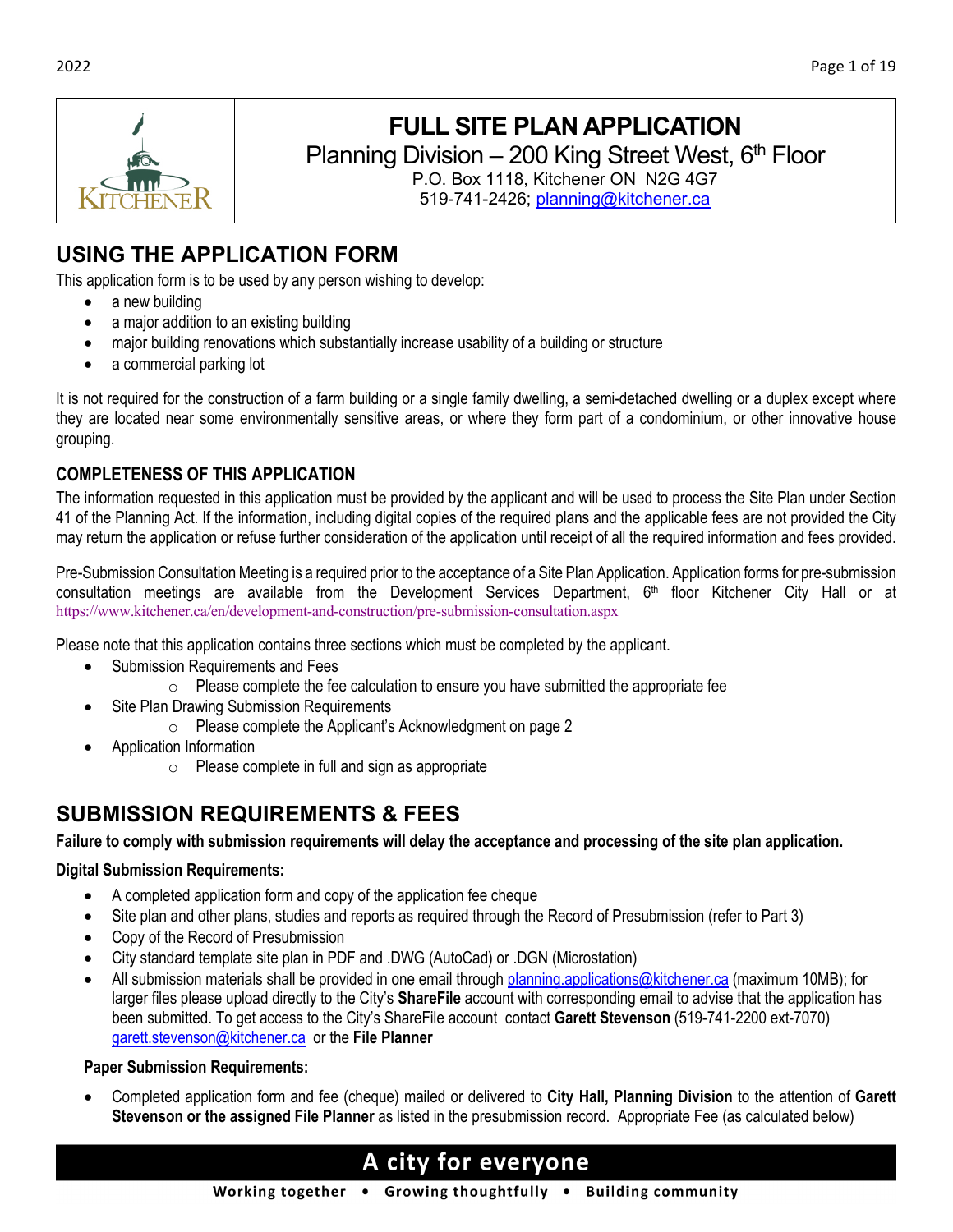# FULL SITE PLAN APPLICATION

Planning Division – 200 King Street West, 6th Floor
P.O. Box 1118, Kitchener ON N2G 4G7
519-741-2426; planning@kitchener.ca

## USING THE APPLICATION FORM

This application form is to be used by any person wishing to develop:

- a new building
- a major addition to an existing building
- major building renovations which substantially increase usability of a building or structure
- a commercial parking lot

It is not required for the construction of a farm building or a single family dwelling, a semi-detached dwelling or a duplex except where they are located near some environmentally sensitive areas, or where they form part of a condominium, or other innovative house grouping.

### COMPLETENESS OF THIS APPLICATION

The information requested in this application must be provided by the applicant and will be used to process the Site Plan under Section 41 of the Planning Act. If the information, including digital copies of the required plans and the applicable fees are not provided the City may return the application or refuse further consideration of the application until receipt of all the required information and fees provided.

Pre-Submission Consultation Meeting is a required prior to the acceptance of a Site Plan Application. Application forms for pre-submission consultation meetings are available from the Development Services Department, 6th floor Kitchener City Hall or at https://www.kitchener.ca/en/development-and-construction/pre-submission-consultation.aspx

Please note that this application contains three sections which must be completed by the applicant.

- Submission Requirements and Fees
  - Please complete the fee calculation to ensure you have submitted the appropriate fee
- Site Plan Drawing Submission Requirements
  - Please complete the Applicant's Acknowledgment on page 2
- Application Information
  - Please complete in full and sign as appropriate

## SUBMISSION REQUIREMENTS & FEES

**Failure to comply with submission requirements will delay the acceptance and processing of the site plan application.**

**Digital Submission Requirements:**

- A completed application form and copy of the application fee cheque
- Site plan and other plans, studies and reports as required through the Record of Presubmission (refer to Part 3)
- Copy of the Record of Presubmission
- City standard template site plan in PDF and .DWG (AutoCad) or .DGN (Microstation)
- All submission materials shall be provided in one email through planning.applications@kitchener.ca (maximum 10MB); for larger files please upload directly to the City's **ShareFile** account with corresponding email to advise that the application has been submitted. To get access to the City's ShareFile account contact **Garett Stevenson** (519-741-2200 ext-7070) garett.stevenson@kitchener.ca or the **File Planner**

**Paper Submission Requirements:**

- Completed application form and fee (cheque) mailed or delivered to **City Hall, Planning Division** to the attention of **Garett Stevenson or the assigned File Planner** as listed in the presubmission record. Appropriate Fee (as calculated below)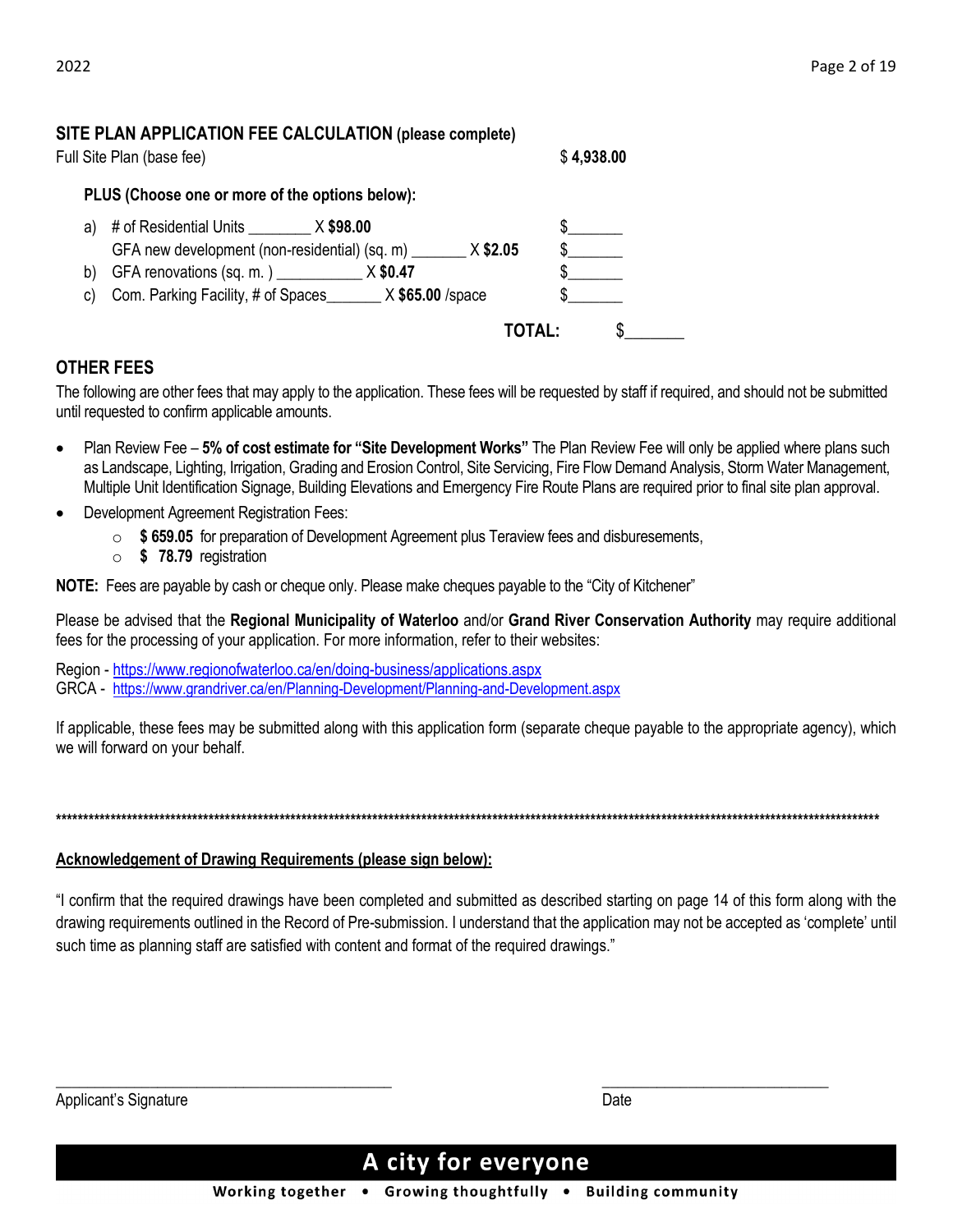## SITE PLAN APPLICATION FEE CALCULATION (please complete)

Full Site Plan (base fee) $ **4,938.00**

**PLUS (Choose one or more of the options below):**

a) # of Residential Units ________ X **$98.00** $_______
   GFA new development (non-residential) (sq. m) _______ X **$2.05** $_______
b) GFA renovations (sq. m. ) __________ X **$0.47** $_______
c) Com. Parking Facility, # of Spaces_______ X **$65.00** /space $_______

**TOTAL:** $_______

## OTHER FEES

The following are other fees that may apply to the application. These fees will be requested by staff if required, and should not be submitted until requested to confirm applicable amounts.

- Plan Review Fee – **5% of cost estimate for "Site Development Works"** The Plan Review Fee will only be applied where plans such as Landscape, Lighting, Irrigation, Grading and Erosion Control, Site Servicing, Fire Flow Demand Analysis, Storm Water Management, Multiple Unit Identification Signage, Building Elevations and Emergency Fire Route Plans are required prior to final site plan approval.
- Development Agreement Registration Fees:
  - **$ 659.05** for preparation of Development Agreement plus Teraview fees and disburesements,
  - **$ 78.79** registration

**NOTE:** Fees are payable by cash or cheque only. Please make cheques payable to the "City of Kitchener"

Please be advised that the **Regional Municipality of Waterloo** and/or **Grand River Conservation Authority** may require additional fees for the processing of your application. For more information, refer to their websites:

Region - https://www.regionofwaterloo.ca/en/doing-business/applications.aspx
GRCA - https://www.grandriver.ca/en/Planning-Development/Planning-and-Development.aspx

If applicable, these fees may be submitted along with this application form (separate cheque payable to the appropriate agency), which we will forward on your behalf.

**************************************************************************************************************************************************

**Acknowledgement of Drawing Requirements (please sign below):**

"I confirm that the required drawings have been completed and submitted as described starting on page 14 of this form along with the drawing requirements outlined in the Record of Pre-submission. I understand that the application may not be accepted as 'complete' until such time as planning staff are satisfied with content and format of the required drawings."

_____________________________________________ _______________________________

Applicant's Signature Date

**A city for everyone**

**Working together • Growing thoughtfully • Building community**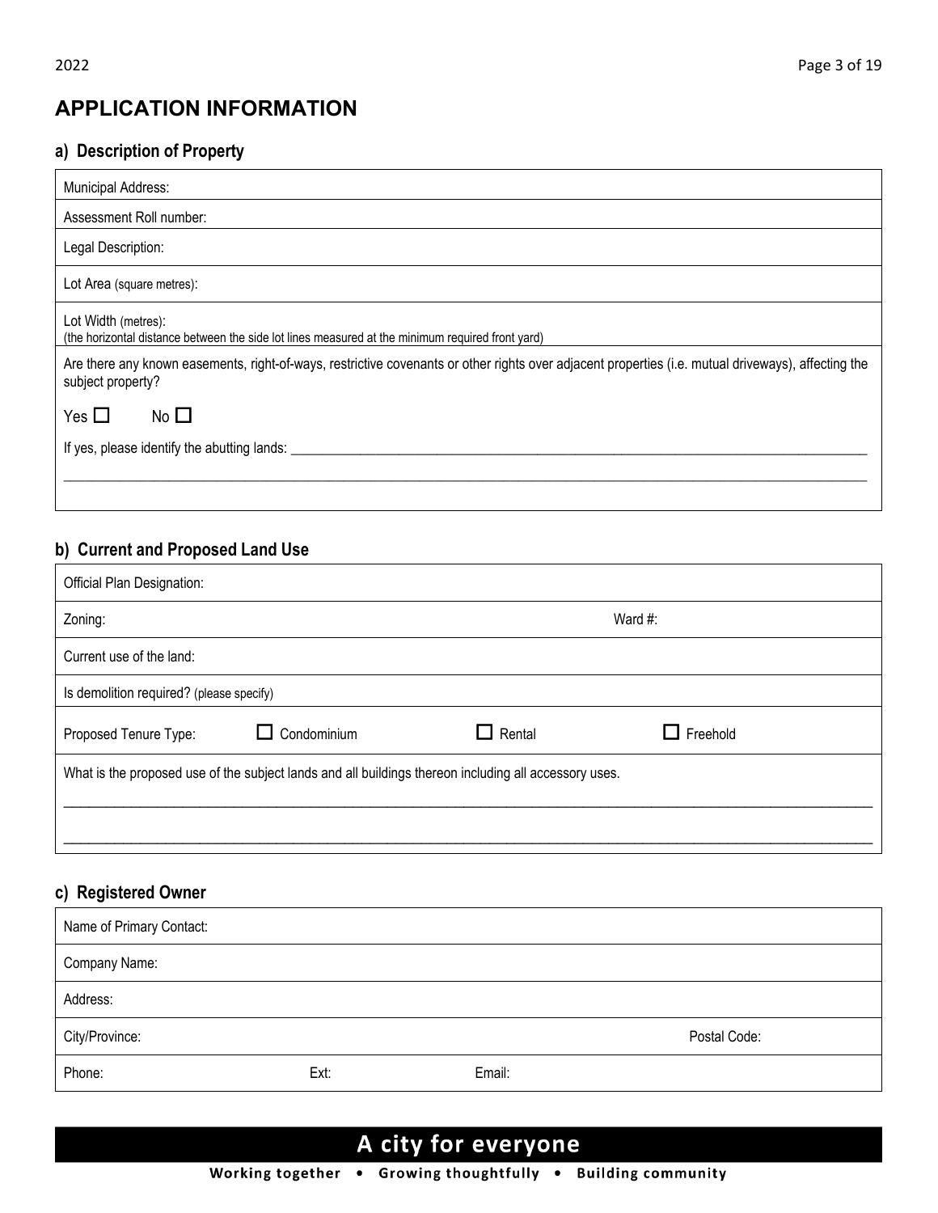## APPLICATION INFORMATION

### a) Description of Property

| Municipal Address: |
|---|
| Assessment Roll number: |
| Legal Description: |
| Lot Area (square metres): |
| Lot Width (metres):<br>(the horizontal distance between the side lot lines measured at the minimum required front yard) |
| Are there any known easements, right-of-ways, restrictive covenants or other rights over adjacent properties (i.e. mutual driveways), affecting the subject property?<br><br>Yes ☐ No ☐<br><br>If yes, please identify the abutting lands: ____________________________________________<br>____________________________________________ |

### b) Current and Proposed Land Use

| Official Plan Designation: | | | |
|---|---|---|---|
| Zoning: | | Ward #: | |
| Current use of the land: | | | |
| Is demolition required? (please specify) | | | |
| Proposed Tenure Type: | ☐ Condominium | ☐ Rental | ☐ Freehold |
| What is the proposed use of the subject lands and all buildings thereon including all accessory uses.<br>____________________________________________<br>____________________________________________ | | | |

### c) Registered Owner

| Name of Primary Contact: | | |
|---|---|---|
| Company Name: | | |
| Address: | | |
| City/Province: | | Postal Code: |
| Phone: | Ext: | Email: |

**A city for everyone**

**Working together • Growing thoughtfully • Building community**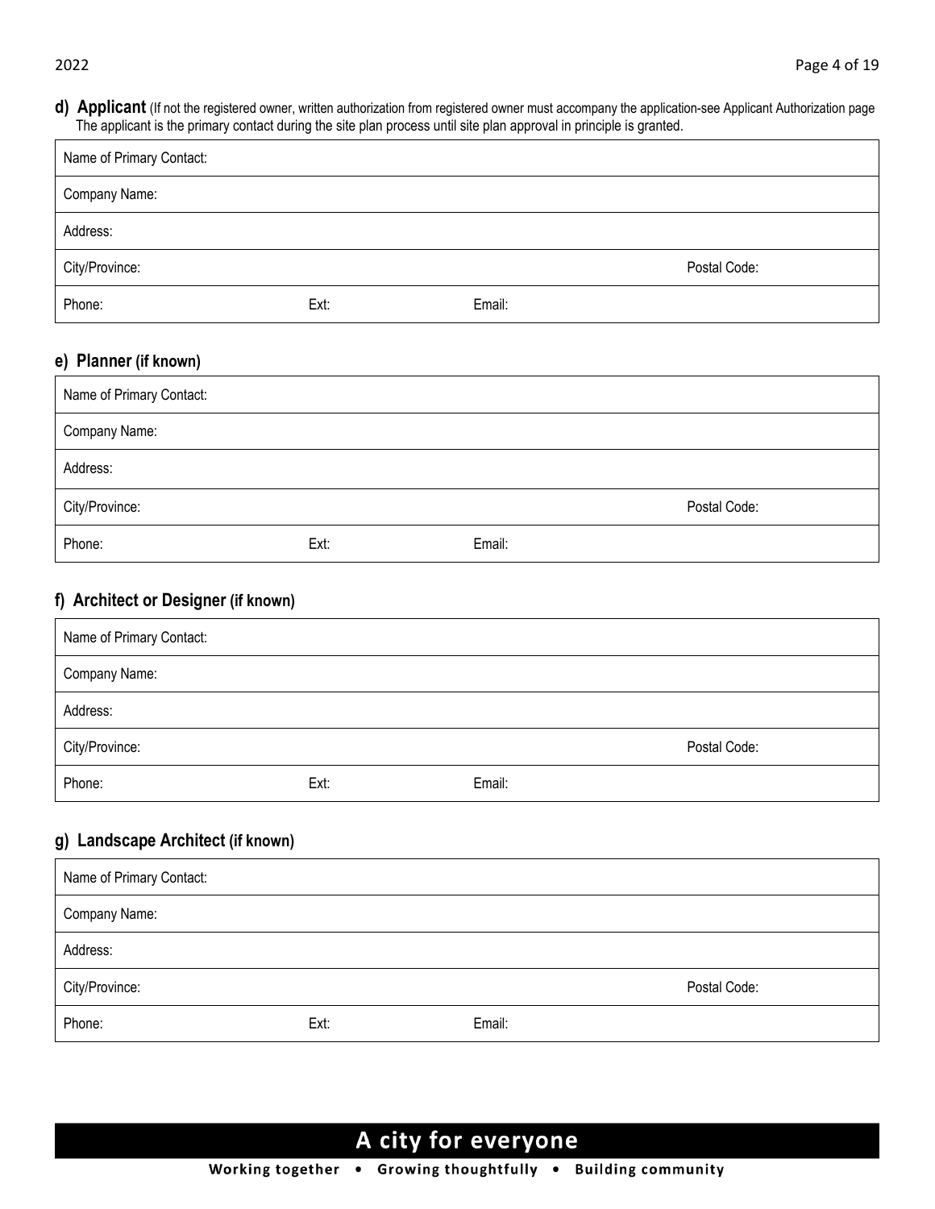**d) Applicant** (If not the registered owner, written authorization from registered owner must accompany the application-see Applicant Authorization page The applicant is the primary contact during the site plan process until site plan approval in principle is granted.

| Name of Primary Contact: | | |
|---|---|---|
| Company Name: | | |
| Address: | | |
| City/Province: | | Postal Code: |
| Phone: | Ext: | Email: |

## e) Planner (if known)

| Name of Primary Contact: | | |
|---|---|---|
| Company Name: | | |
| Address: | | |
| City/Province: | | Postal Code: |
| Phone: | Ext: | Email: |

## f) Architect or Designer (if known)

| Name of Primary Contact: | | |
|---|---|---|
| Company Name: | | |
| Address: | | |
| City/Province: | | Postal Code: |
| Phone: | Ext: | Email: |

## g) Landscape Architect (if known)

| Name of Primary Contact: | | |
|---|---|---|
| Company Name: | | |
| Address: | | |
| City/Province: | | Postal Code: |
| Phone: | Ext: | Email: |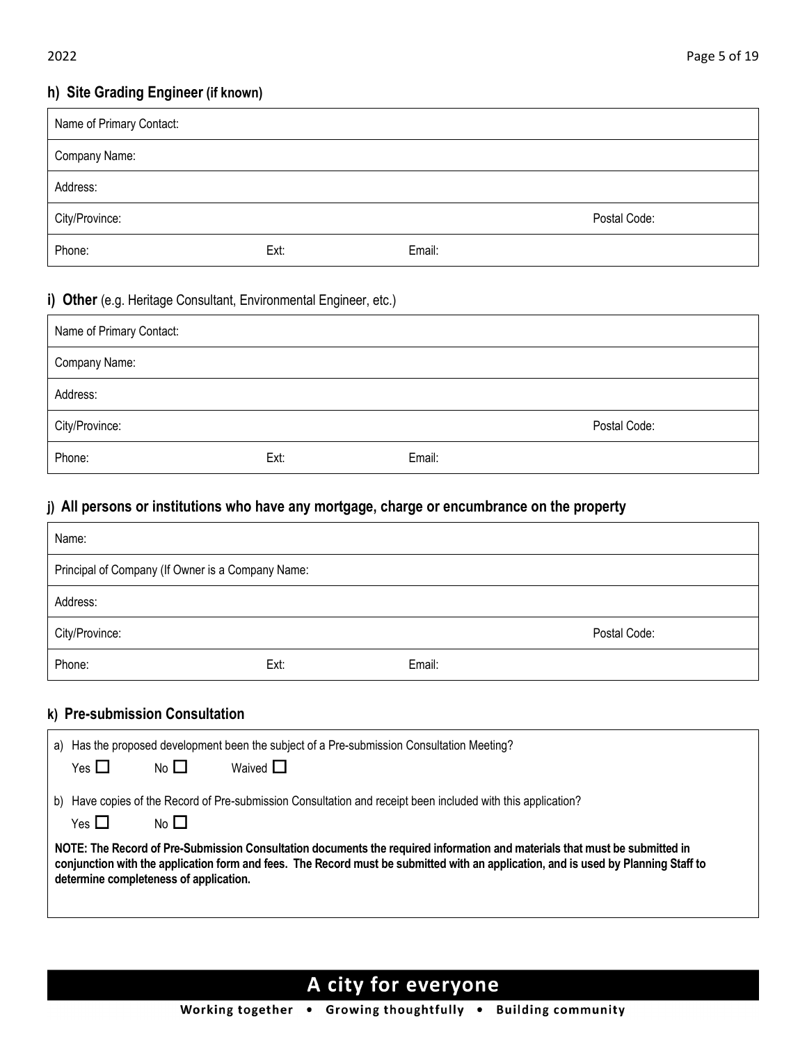### h) Site Grading Engineer (if known)

| Name of Primary Contact: | | |
|---|---|---|
| Company Name: | | |
| Address: | | |
| City/Province: | | Postal Code: |
| Phone: | Ext: | Email: |

### i) Other (e.g. Heritage Consultant, Environmental Engineer, etc.)

| Name of Primary Contact: | | |
|---|---|---|
| Company Name: | | |
| Address: | | |
| City/Province: | | Postal Code: |
| Phone: | Ext: | Email: |

### j) All persons or institutions who have any mortgage, charge or encumbrance on the property

| Name: | | |
|---|---|---|
| Principal of Company (If Owner is a Company Name: | | |
| Address: | | |
| City/Province: | | Postal Code: |
| Phone: | Ext: | Email: |

### k) Pre-submission Consultation

a) Has the proposed development been the subject of a Pre-submission Consultation Meeting?

Yes ☐ No ☐ Waived ☐

b) Have copies of the Record of Pre-submission Consultation and receipt been included with this application?

Yes ☐ No ☐

**NOTE: The Record of Pre-Submission Consultation documents the required information and materials that must be submitted in conjunction with the application form and fees. The Record must be submitted with an application, and is used by Planning Staff to determine completeness of application.**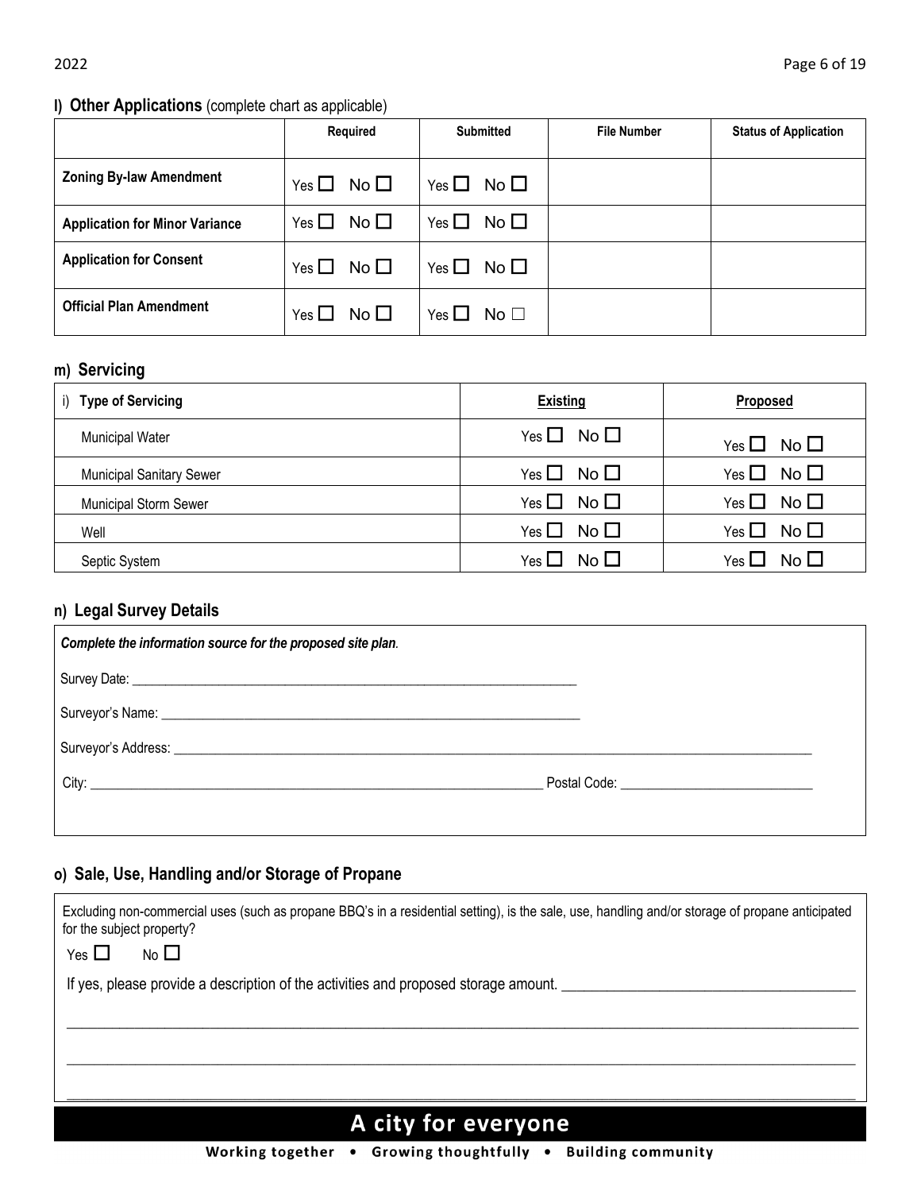**l) Other Applications** (complete chart as applicable)

| | Required | Submitted | File Number | Status of Application |
|---|---|---|---|---|
| **Zoning By-law Amendment** | Yes ☐ No ☐ | Yes ☐ No ☐ | | |
| **Application for Minor Variance** | Yes ☐ No ☐ | Yes ☐ No ☐ | | |
| **Application for Consent** | Yes ☐ No ☐ | Yes ☐ No ☐ | | |
| **Official Plan Amendment** | Yes ☐ No ☐ | Yes ☐ No ☐ | | |

**m) Servicing**

| i) **Type of Servicing** | **Existing** | **Proposed** |
|---|---|---|
| Municipal Water | Yes ☐ No ☐ | Yes ☐ No ☐ |
| Municipal Sanitary Sewer | Yes ☐ No ☐ | Yes ☐ No ☐ |
| Municipal Storm Sewer | Yes ☐ No ☐ | Yes ☐ No ☐ |
| Well | Yes ☐ No ☐ | Yes ☐ No ☐ |
| Septic System | Yes ☐ No ☐ | Yes ☐ No ☐ |

**n) Legal Survey Details**

***Complete the information source for the proposed site plan.***

Survey Date: ____________________________________________

Surveyor's Name: ____________________________________________

Surveyor's Address: ____________________________________________

City: ________________________________ Postal Code: ____________________

**o) Sale, Use, Handling and/or Storage of Propane**

Excluding non-commercial uses (such as propane BBQ's in a residential setting), is the sale, use, handling and/or storage of propane anticipated for the subject property?

Yes ☐ No ☐

If yes, please provide a description of the activities and proposed storage amount. ____________________

________________________________________________________________________

________________________________________________________________________

________________________________________________________________________

**A city for everyone**

**Working together • Growing thoughtfully • Building community**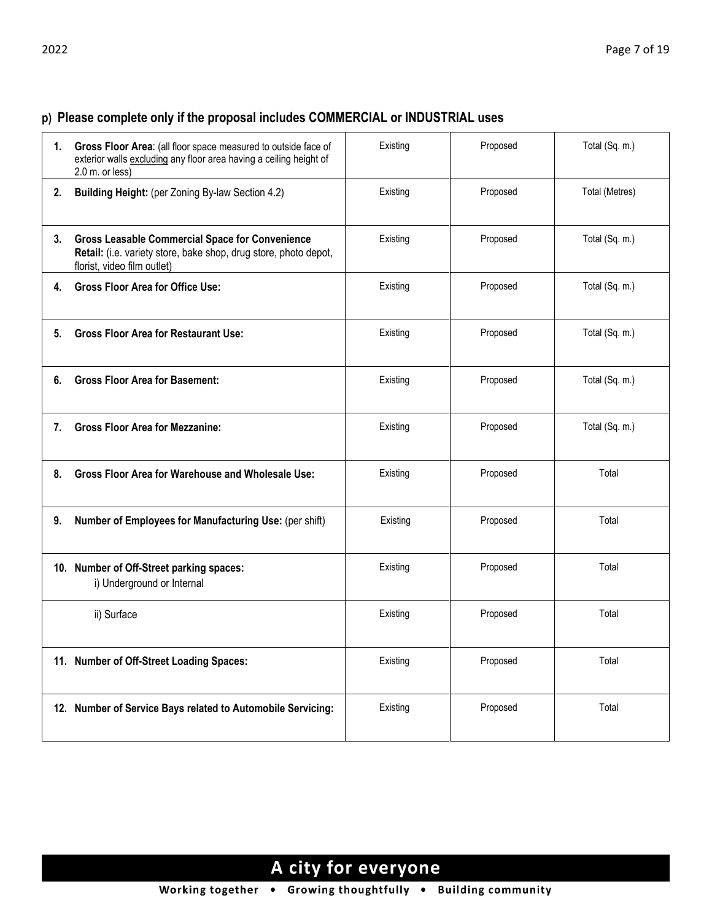## p) Please complete only if the proposal includes COMMERCIAL or INDUSTRIAL uses

| | | | |
|---|---|---|---|
| **1. Gross Floor Area**: (all floor space measured to outside face of exterior walls excluding any floor area having a ceiling height of 2.0 m. or less) | Existing | Proposed | Total (Sq. m.) |
| **2. Building Height:** (per Zoning By-law Section 4.2) | Existing | Proposed | Total (Metres) |
| **3. Gross Leasable Commercial Space for Convenience Retail:** (i.e. variety store, bake shop, drug store, photo depot, florist, video film outlet) | Existing | Proposed | Total (Sq. m.) |
| **4. Gross Floor Area for Office Use:** | Existing | Proposed | Total (Sq. m.) |
| **5. Gross Floor Area for Restaurant Use:** | Existing | Proposed | Total (Sq. m.) |
| **6. Gross Floor Area for Basement:** | Existing | Proposed | Total (Sq. m.) |
| **7. Gross Floor Area for Mezzanine:** | Existing | Proposed | Total (Sq. m.) |
| **8. Gross Floor Area for Warehouse and Wholesale Use:** | Existing | Proposed | Total |
| **9. Number of Employees for Manufacturing Use:** (per shift) | Existing | Proposed | Total |
| **10. Number of Off-Street parking spaces:** i) Underground or Internal | Existing | Proposed | Total |
| ii) Surface | Existing | Proposed | Total |
| **11. Number of Off-Street Loading Spaces:** | Existing | Proposed | Total |
| **12. Number of Service Bays related to Automobile Servicing:** | Existing | Proposed | Total |

**A city for everyone**

**Working together • Growing thoughtfully • Building community**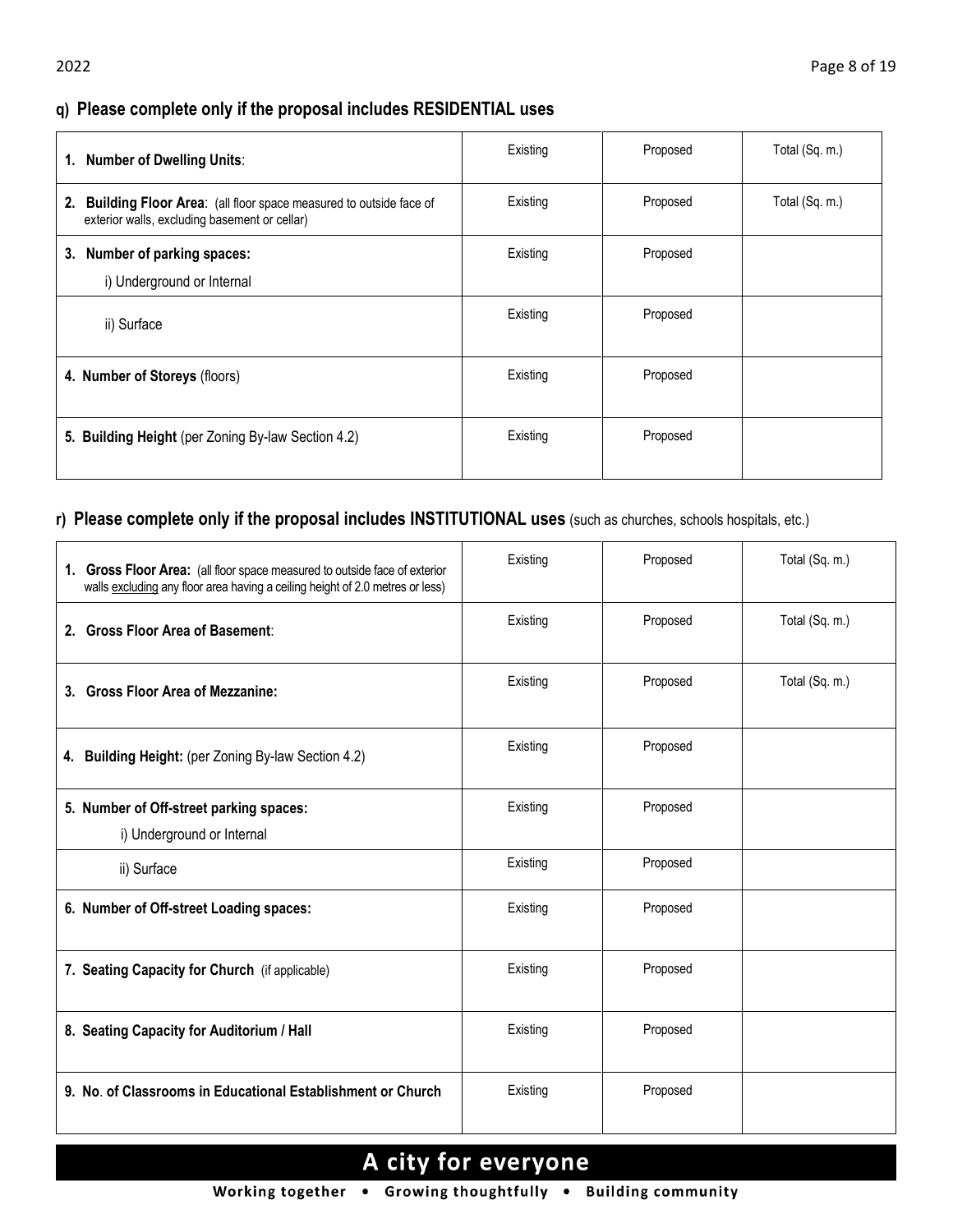**q) Please complete only if the proposal includes RESIDENTIAL uses**

| | | | |
|---|---|---|---|
| **1. Number of Dwelling Units**: | Existing | Proposed | Total (Sq. m.) |
| **2. Building Floor Area**: (all floor space measured to outside face of exterior walls, excluding basement or cellar) | Existing | Proposed | Total (Sq. m.) |
| **3. Number of parking spaces:**<br>i) Underground or Internal | Existing | Proposed | |
| ii) Surface | Existing | Proposed | |
| **4. Number of Storeys** (floors) | Existing | Proposed | |
| **5. Building Height** (per Zoning By-law Section 4.2) | Existing | Proposed | |

**r) Please complete only if the proposal includes INSTITUTIONAL uses** (such as churches, schools hospitals, etc.)

| | | | |
|---|---|---|---|
| **1. Gross Floor Area:** (all floor space measured to outside face of exterior walls excluding any floor area having a ceiling height of 2.0 metres or less) | Existing | Proposed | Total (Sq. m.) |
| **2. Gross Floor Area of Basement**: | Existing | Proposed | Total (Sq. m.) |
| **3. Gross Floor Area of Mezzanine:** | Existing | Proposed | Total (Sq. m.) |
| **4. Building Height:** (per Zoning By-law Section 4.2) | Existing | Proposed | |
| **5. Number of Off-street parking spaces:**<br>i) Underground or Internal | Existing | Proposed | |
| ii) Surface | Existing | Proposed | |
| **6. Number of Off-street Loading spaces:** | Existing | Proposed | |
| **7. Seating Capacity for Church** (if applicable) | Existing | Proposed | |
| **8. Seating Capacity for Auditorium / Hall** | Existing | Proposed | |
| **9. No. of Classrooms in Educational Establishment or Church** | Existing | Proposed | |

**A city for everyone**

**Working together • Growing thoughtfully • Building community**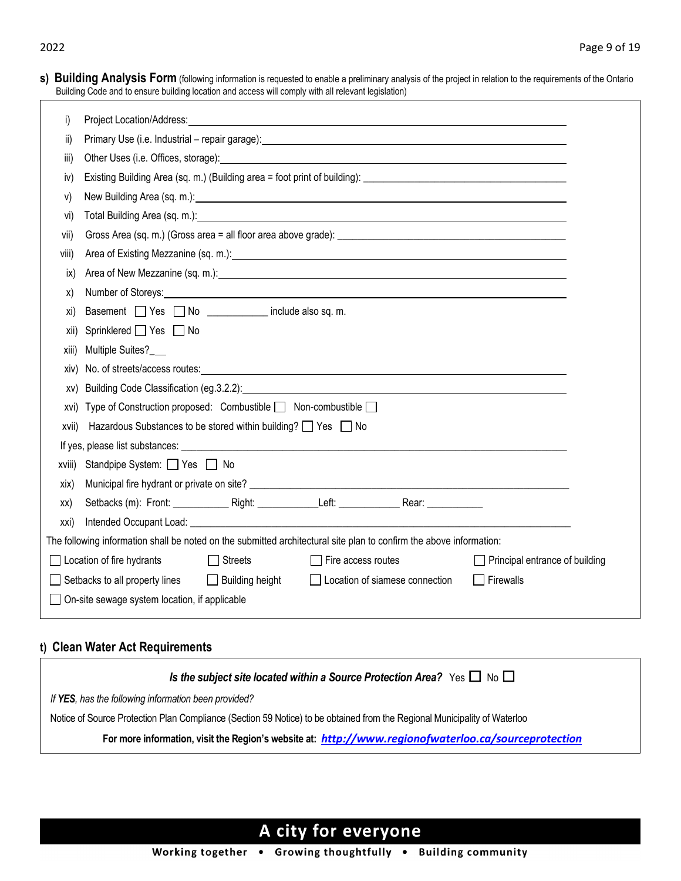**s) Building Analysis Form** (following information is requested to enable a preliminary analysis of the project in relation to the requirements of the Ontario Building Code and to ensure building location and access will comply with all relevant legislation)

i) Project Location/Address: ______________________________

ii) Primary Use (i.e. Industrial – repair garage): ______________________________

iii) Other Uses (i.e. Offices, storage): ______________________________

iv) Existing Building Area (sq. m.) (Building area = foot print of building): ______________________________

v) New Building Area (sq. m.): ______________________________

vi) Total Building Area (sq. m.): ______________________________

vii) Gross Area (sq. m.) (Gross area = all floor area above grade): ______________________________

viii) Area of Existing Mezzanine (sq. m.): ______________________________

ix) Area of New Mezzanine (sq. m.): ______________________________

x) Number of Storeys: ______________________________

xi) Basement ☐ Yes ☐ No ___________ include also sq. m.

xii) Sprinklered ☐ Yes ☐ No

xiii) Multiple Suites?___

xiv) No. of streets/access routes: ______________________________

xv) Building Code Classification (eg.3.2.2): ______________________________

xvi) Type of Construction proposed: Combustible ☐ Non-combustible ☐

xvii) Hazardous Substances to be stored within building? ☐ Yes ☐ No

If yes, please list substances: ______________________________

xviii) Standpipe System: ☐ Yes ☐ No

xix) Municipal fire hydrant or private on site? ______________________________

xx) Setbacks (m): Front: ___________ Right: ___________ Left: ___________ Rear: ___________

xxi) Intended Occupant Load: ______________________________

The following information shall be noted on the submitted architectural site plan to confirm the above information:

- ☐ Location of fire hydrants
- ☐ Streets
- ☐ Fire access routes
- ☐ Principal entrance of building
- ☐ Setbacks to all property lines
- ☐ Building height
- ☐ Location of siamese connection
- ☐ Firewalls
- ☐ On-site sewage system location, if applicable

**t) Clean Water Act Requirements**

***Is the subject site located within a Source Protection Area?*** Yes ☐ No ☐

*If **YES**, has the following information been provided?*

Notice of Source Protection Plan Compliance (Section 59 Notice) to be obtained from the Regional Municipality of Waterloo

**For more information, visit the Region's website at: *http://www.regionofwaterloo.ca/sourceprotection***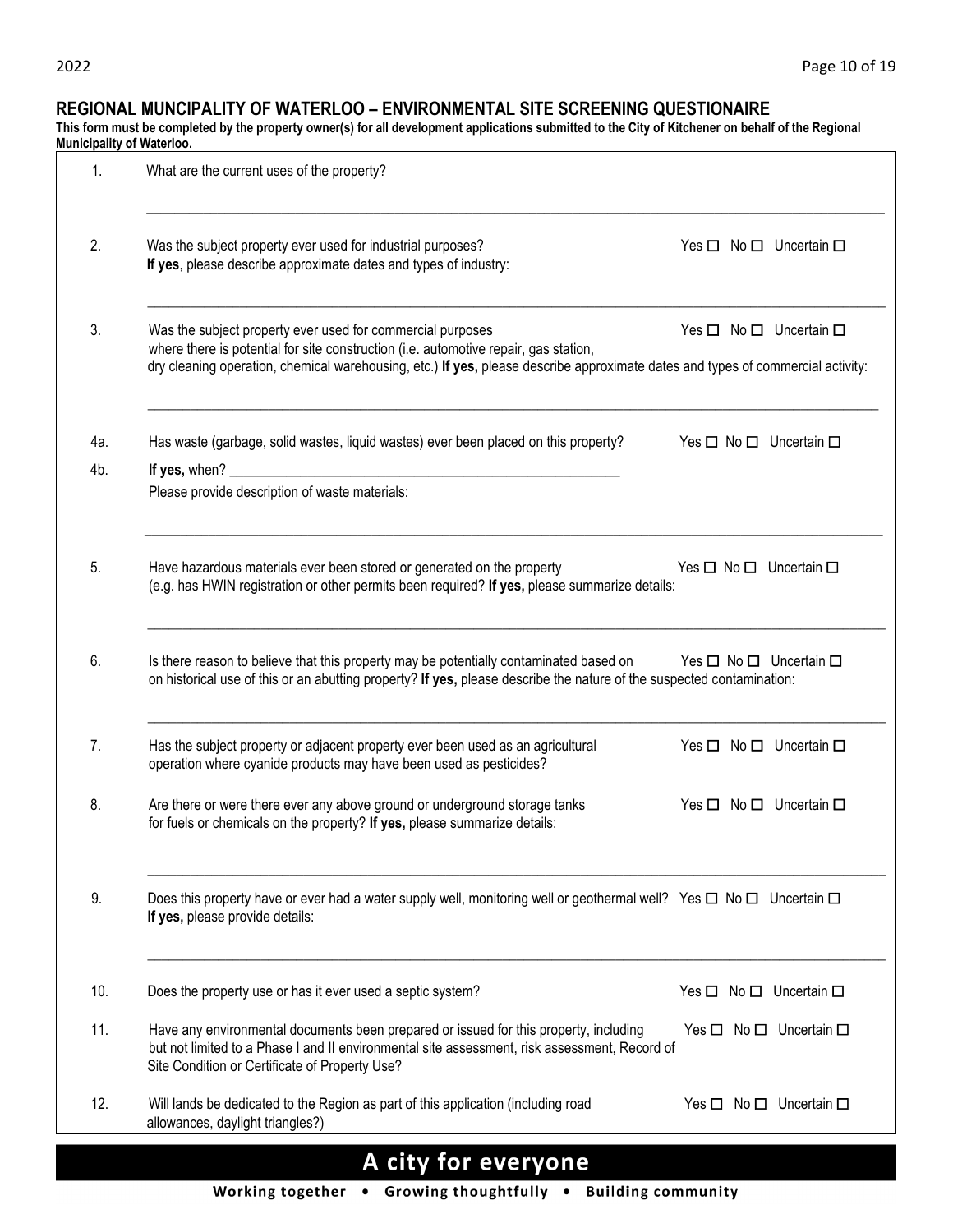## REGIONAL MUNCIPALITY OF WATERLOO – ENVIRONMENTAL SITE SCREENING QUESTIONAIRE

**This form must be completed by the property owner(s) for all development applications submitted to the City of Kitchener on behalf of the Regional Municipality of Waterloo.**

1. What are the current uses of the property?

   \_\_\_\_\_\_\_\_\_\_\_\_\_\_\_\_\_\_\_\_\_\_\_\_\_\_\_\_\_\_\_\_\_\_\_\_\_\_\_\_\_\_\_\_\_\_\_\_\_\_\_\_\_\_\_\_\_\_\_\_\_\_\_\_\_\_\_\_\_\_\_\_

2. Was the subject property ever used for industrial purposes? Yes ☐ No ☐ Uncertain ☐
   **If yes**, please describe approximate dates and types of industry:

   \_\_\_\_\_\_\_\_\_\_\_\_\_\_\_\_\_\_\_\_\_\_\_\_\_\_\_\_\_\_\_\_\_\_\_\_\_\_\_\_\_\_\_\_\_\_\_\_\_\_\_\_\_\_\_\_\_\_\_\_\_\_\_\_\_\_\_\_\_\_\_\_

3. Was the subject property ever used for commercial purposes where there is potential for site construction (i.e. automotive repair, gas station, dry cleaning operation, chemical warehousing, etc.) **If yes,** please describe approximate dates and types of commercial activity: Yes ☐ No ☐ Uncertain ☐

   \_\_\_\_\_\_\_\_\_\_\_\_\_\_\_\_\_\_\_\_\_\_\_\_\_\_\_\_\_\_\_\_\_\_\_\_\_\_\_\_\_\_\_\_\_\_\_\_\_\_\_\_\_\_\_\_\_\_\_\_\_\_\_\_\_\_\_\_\_\_\_\_

4a. Has waste (garbage, solid wastes, liquid wastes) ever been placed on this property? Yes ☐ No ☐ Uncertain ☐

4b. **If yes,** when? \_\_\_\_\_\_\_\_\_\_\_\_\_\_\_\_\_\_\_\_\_\_\_\_\_\_\_\_\_\_\_\_\_\_\_\_\_\_\_\_\_\_\_\_\_\_\_\_\_
   Please provide description of waste materials:

   \_\_\_\_\_\_\_\_\_\_\_\_\_\_\_\_\_\_\_\_\_\_\_\_\_\_\_\_\_\_\_\_\_\_\_\_\_\_\_\_\_\_\_\_\_\_\_\_\_\_\_\_\_\_\_\_\_\_\_\_\_\_\_\_\_\_\_\_\_\_\_\_

5. Have hazardous materials ever been stored or generated on the property (e.g. has HWIN registration or other permits been required? **If yes,** please summarize details: Yes ☐ No ☐ Uncertain ☐

   \_\_\_\_\_\_\_\_\_\_\_\_\_\_\_\_\_\_\_\_\_\_\_\_\_\_\_\_\_\_\_\_\_\_\_\_\_\_\_\_\_\_\_\_\_\_\_\_\_\_\_\_\_\_\_\_\_\_\_\_\_\_\_\_\_\_\_\_\_\_\_\_

6. Is there reason to believe that this property may be potentially contaminated based on on historical use of this or an abutting property? **If yes,** please describe the nature of the suspected contamination: Yes ☐ No ☐ Uncertain ☐

   \_\_\_\_\_\_\_\_\_\_\_\_\_\_\_\_\_\_\_\_\_\_\_\_\_\_\_\_\_\_\_\_\_\_\_\_\_\_\_\_\_\_\_\_\_\_\_\_\_\_\_\_\_\_\_\_\_\_\_\_\_\_\_\_\_\_\_\_\_\_\_\_

7. Has the subject property or adjacent property ever been used as an agricultural operation where cyanide products may have been used as pesticides? Yes ☐ No ☐ Uncertain ☐

8. Are there or were there ever any above ground or underground storage tanks for fuels or chemicals on the property? **If yes,** please summarize details: Yes ☐ No ☐ Uncertain ☐

   \_\_\_\_\_\_\_\_\_\_\_\_\_\_\_\_\_\_\_\_\_\_\_\_\_\_\_\_\_\_\_\_\_\_\_\_\_\_\_\_\_\_\_\_\_\_\_\_\_\_\_\_\_\_\_\_\_\_\_\_\_\_\_\_\_\_\_\_\_\_\_\_

9. Does this property have or ever had a water supply well, monitoring well or geothermal well? Yes ☐ No ☐ Uncertain ☐
   **If yes,** please provide details:

   \_\_\_\_\_\_\_\_\_\_\_\_\_\_\_\_\_\_\_\_\_\_\_\_\_\_\_\_\_\_\_\_\_\_\_\_\_\_\_\_\_\_\_\_\_\_\_\_\_\_\_\_\_\_\_\_\_\_\_\_\_\_\_\_\_\_\_\_\_\_\_\_

10. Does the property use or has it ever used a septic system? Yes ☐ No ☐ Uncertain ☐

11. Have any environmental documents been prepared or issued for this property, including but not limited to a Phase I and II environmental site assessment, risk assessment, Record of Site Condition or Certificate of Property Use? Yes ☐ No ☐ Uncertain ☐

12. Will lands be dedicated to the Region as part of this application (including road allowances, daylight triangles?) Yes ☐ No ☐ Uncertain ☐

**A city for everyone**

**Working together • Growing thoughtfully • Building community**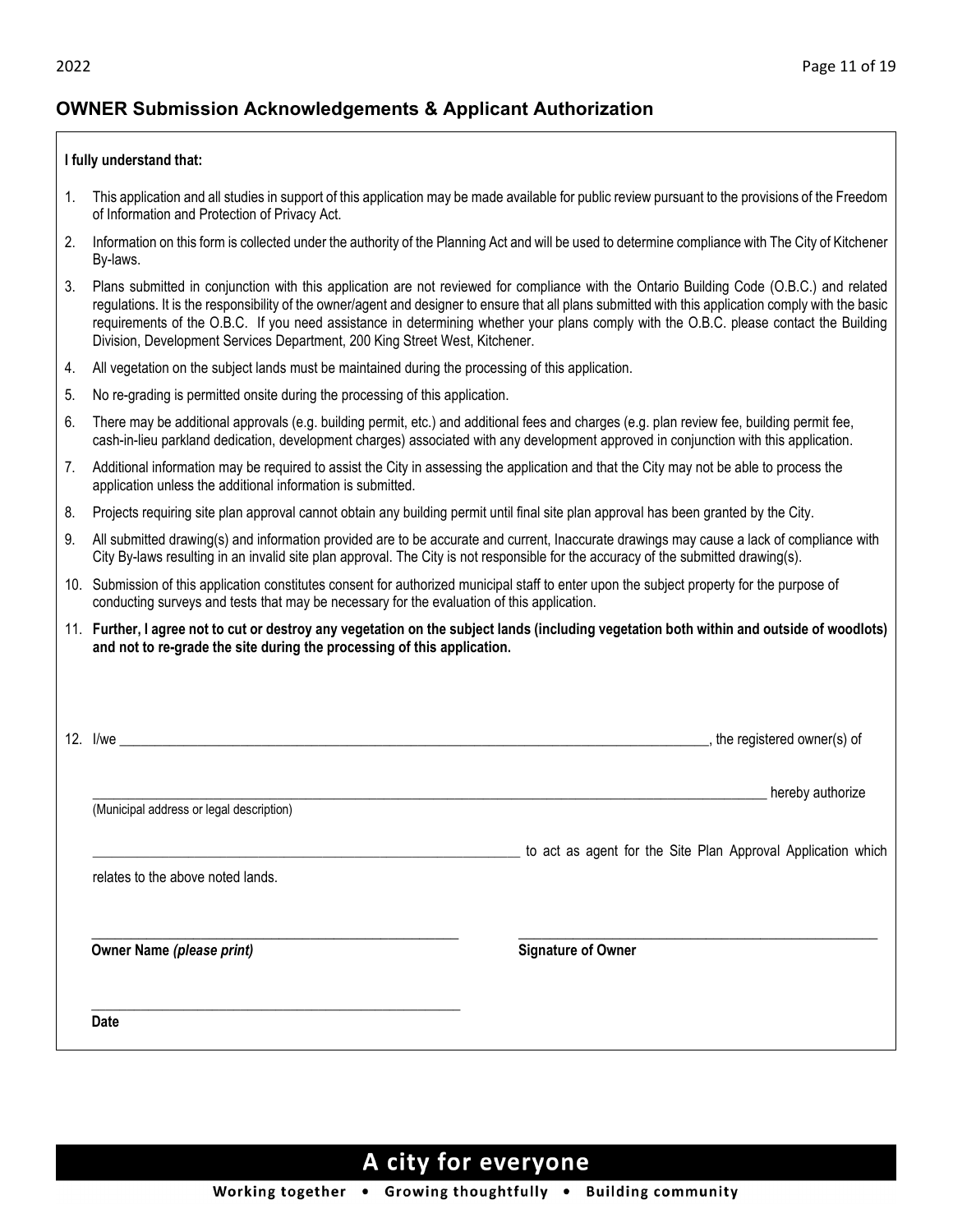## OWNER Submission Acknowledgements & Applicant Authorization

**I fully understand that:**

1. This application and all studies in support of this application may be made available for public review pursuant to the provisions of the Freedom of Information and Protection of Privacy Act.
2. Information on this form is collected under the authority of the Planning Act and will be used to determine compliance with The City of Kitchener By-laws.
3. Plans submitted in conjunction with this application are not reviewed for compliance with the Ontario Building Code (O.B.C.) and related regulations. It is the responsibility of the owner/agent and designer to ensure that all plans submitted with this application comply with the basic requirements of the O.B.C. If you need assistance in determining whether your plans comply with the O.B.C. please contact the Building Division, Development Services Department, 200 King Street West, Kitchener.
4. All vegetation on the subject lands must be maintained during the processing of this application.
5. No re-grading is permitted onsite during the processing of this application.
6. There may be additional approvals (e.g. building permit, etc.) and additional fees and charges (e.g. plan review fee, building permit fee, cash-in-lieu parkland dedication, development charges) associated with any development approved in conjunction with this application.
7. Additional information may be required to assist the City in assessing the application and that the City may not be able to process the application unless the additional information is submitted.
8. Projects requiring site plan approval cannot obtain any building permit until final site plan approval has been granted by the City.
9. All submitted drawing(s) and information provided are to be accurate and current, Inaccurate drawings may cause a lack of compliance with City By-laws resulting in an invalid site plan approval. The City is not responsible for the accuracy of the submitted drawing(s).
10. Submission of this application constitutes consent for authorized municipal staff to enter upon the subject property for the purpose of conducting surveys and tests that may be necessary for the evaluation of this application.
11. **Further, I agree not to cut or destroy any vegetation on the subject lands (including vegetation both within and outside of woodlots) and not to re-grade the site during the processing of this application.**

12. I/we ____________________________________________, the registered owner(s) of

____________________________________________ hereby authorize
(Municipal address or legal description)

______________________________ to act as agent for the Site Plan Approval Application which relates to the above noted lands.

______________________________ ______________________________
**Owner Name** ***(please print)*** **Signature of Owner**

______________________________
**Date**

**A city for everyone**

**Working together • Growing thoughtfully • Building community**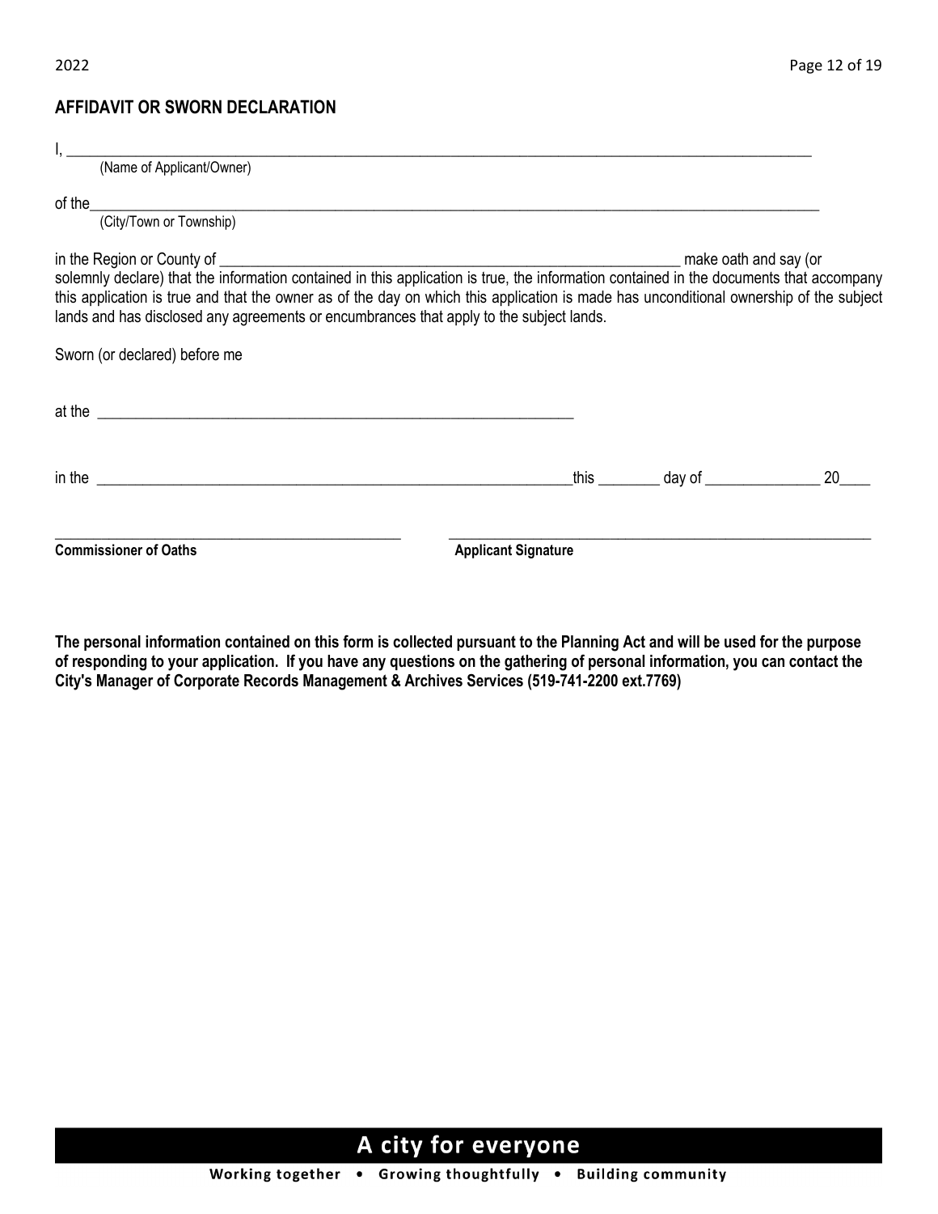## AFFIDAVIT OR SWORN DECLARATION

I, ___________________________________________________________________________________________
(Name of Applicant/Owner)

of the___________________________________________________________________________________________
(City/Town or Township)

in the Region or County of ______________________________________________________ make oath and say (or solemnly declare) that the information contained in this application is true, the information contained in the documents that accompany this application is true and that the owner as of the day on which this application is made has unconditional ownership of the subject lands and has disclosed any agreements or encumbrances that apply to the subject lands.

Sworn (or declared) before me

at the ______________________________________________________

in the ______________________________________________________this ________ day of _______________ 20____

_________________________________ _________________________________

**Commissioner of Oaths** **Applicant Signature**

**The personal information contained on this form is collected pursuant to the Planning Act and will be used for the purpose of responding to your application. If you have any questions on the gathering of personal information, you can contact the City's Manager of Corporate Records Management & Archives Services (519-741-2200 ext.7769)**

**A city for everyone**

**Working together • Growing thoughtfully • Building community**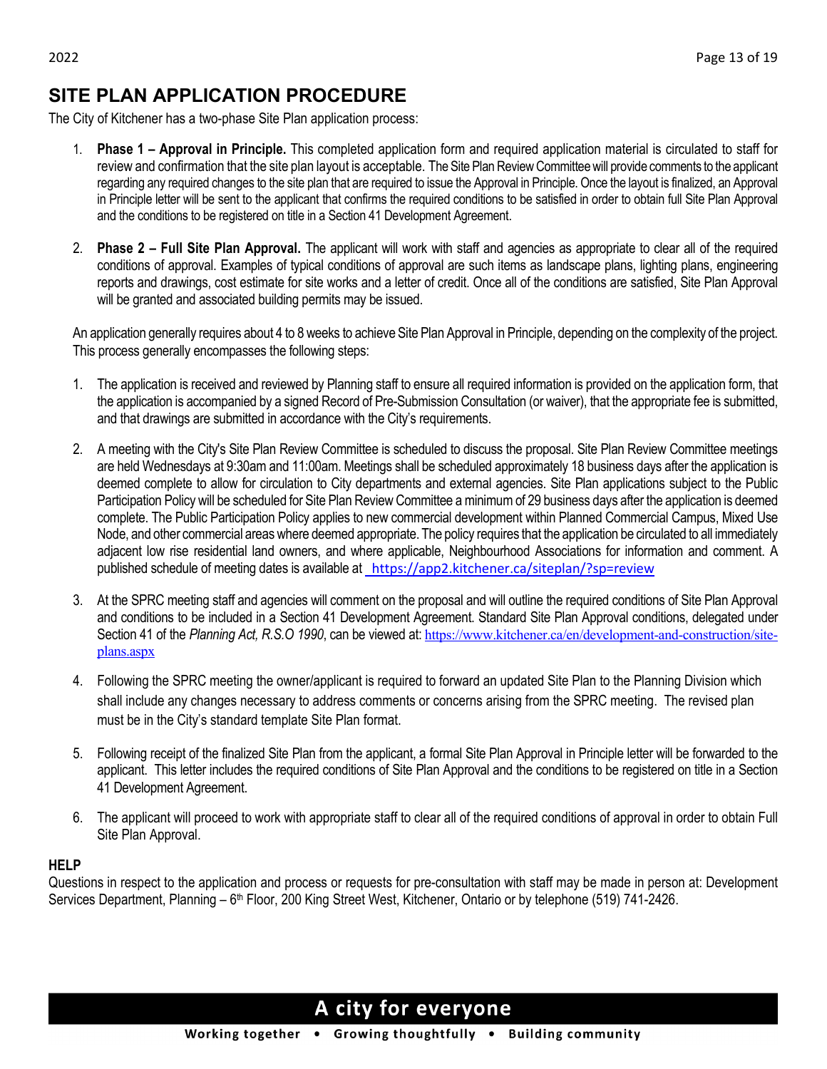# SITE PLAN APPLICATION PROCEDURE

The City of Kitchener has a two-phase Site Plan application process:

1. **Phase 1 – Approval in Principle.** This completed application form and required application material is circulated to staff for review and confirmation that the site plan layout is acceptable. The Site Plan Review Committee will provide comments to the applicant regarding any required changes to the site plan that are required to issue the Approval in Principle. Once the layout is finalized, an Approval in Principle letter will be sent to the applicant that confirms the required conditions to be satisfied in order to obtain full Site Plan Approval and the conditions to be registered on title in a Section 41 Development Agreement.

2. **Phase 2 – Full Site Plan Approval.** The applicant will work with staff and agencies as appropriate to clear all of the required conditions of approval. Examples of typical conditions of approval are such items as landscape plans, lighting plans, engineering reports and drawings, cost estimate for site works and a letter of credit. Once all of the conditions are satisfied, Site Plan Approval will be granted and associated building permits may be issued.

An application generally requires about 4 to 8 weeks to achieve Site Plan Approval in Principle, depending on the complexity of the project. This process generally encompasses the following steps:

1. The application is received and reviewed by Planning staff to ensure all required information is provided on the application form, that the application is accompanied by a signed Record of Pre-Submission Consultation (or waiver), that the appropriate fee is submitted, and that drawings are submitted in accordance with the City's requirements.

2. A meeting with the City's Site Plan Review Committee is scheduled to discuss the proposal. Site Plan Review Committee meetings are held Wednesdays at 9:30am and 11:00am. Meetings shall be scheduled approximately 18 business days after the application is deemed complete to allow for circulation to City departments and external agencies. Site Plan applications subject to the Public Participation Policy will be scheduled for Site Plan Review Committee a minimum of 29 business days after the application is deemed complete. The Public Participation Policy applies to new commercial development within Planned Commercial Campus, Mixed Use Node, and other commercial areas where deemed appropriate. The policy requires that the application be circulated to all immediately adjacent low rise residential land owners, and where applicable, Neighbourhood Associations for information and comment. A published schedule of meeting dates is available at https://app2.kitchener.ca/siteplan/?sp=review

3. At the SPRC meeting staff and agencies will comment on the proposal and will outline the required conditions of Site Plan Approval and conditions to be included in a Section 41 Development Agreement. Standard Site Plan Approval conditions, delegated under Section 41 of the *Planning Act, R.S.O 1990*, can be viewed at: https://www.kitchener.ca/en/development-and-construction/site-plans.aspx

4. Following the SPRC meeting the owner/applicant is required to forward an updated Site Plan to the Planning Division which shall include any changes necessary to address comments or concerns arising from the SPRC meeting. The revised plan must be in the City's standard template Site Plan format.

5. Following receipt of the finalized Site Plan from the applicant, a formal Site Plan Approval in Principle letter will be forwarded to the applicant. This letter includes the required conditions of Site Plan Approval and the conditions to be registered on title in a Section 41 Development Agreement.

6. The applicant will proceed to work with appropriate staff to clear all of the required conditions of approval in order to obtain Full Site Plan Approval.

**HELP**

Questions in respect to the application and process or requests for pre-consultation with staff may be made in person at: Development Services Department, Planning – 6th Floor, 200 King Street West, Kitchener, Ontario or by telephone (519) 741-2426.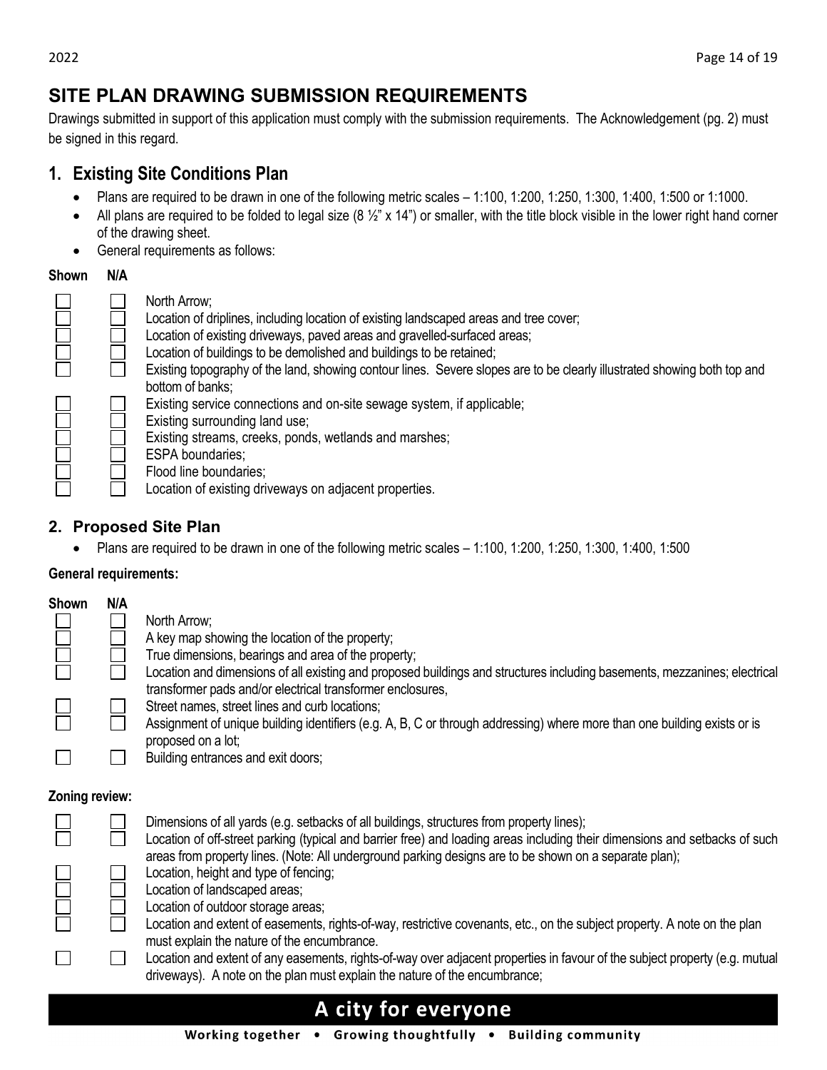## SITE PLAN DRAWING SUBMISSION REQUIREMENTS

Drawings submitted in support of this application must comply with the submission requirements. The Acknowledgement (pg. 2) must be signed in this regard.

### 1. Existing Site Conditions Plan

- Plans are required to be drawn in one of the following metric scales – 1:100, 1:200, 1:250, 1:300, 1:400, 1:500 or 1:1000.
- All plans are required to be folded to legal size (8 ½" x 14") or smaller, with the title block visible in the lower right hand corner of the drawing sheet.
- General requirements as follows:

| Shown | N/A | |
|---|---|---|
| ☐ | ☐ | North Arrow; |
| ☐ | ☐ | Location of driplines, including location of existing landscaped areas and tree cover; |
| ☐ | ☐ | Location of existing driveways, paved areas and gravelled-surfaced areas; |
| ☐ | ☐ | Location of buildings to be demolished and buildings to be retained; |
| ☐ | ☐ | Existing topography of the land, showing contour lines. Severe slopes are to be clearly illustrated showing both top and bottom of banks; |
| ☐ | ☐ | Existing service connections and on-site sewage system, if applicable; |
| ☐ | ☐ | Existing surrounding land use; |
| ☐ | ☐ | Existing streams, creeks, ponds, wetlands and marshes; |
| ☐ | ☐ | ESPA boundaries; |
| ☐ | ☐ | Flood line boundaries; |
| ☐ | ☐ | Location of existing driveways on adjacent properties. |

### 2. Proposed Site Plan

- Plans are required to be drawn in one of the following metric scales – 1:100, 1:200, 1:250, 1:300, 1:400, 1:500

**General requirements:**

| Shown | N/A | |
|---|---|---|
| ☐ | ☐ | North Arrow; |
| ☐ | ☐ | A key map showing the location of the property; |
| ☐ | ☐ | True dimensions, bearings and area of the property; |
| ☐ | ☐ | Location and dimensions of all existing and proposed buildings and structures including basements, mezzanines; electrical transformer pads and/or electrical transformer enclosures, |
| ☐ | ☐ | Street names, street lines and curb locations; |
| ☐ | ☐ | Assignment of unique building identifiers (e.g. A, B, C or through addressing) where more than one building exists or is proposed on a lot; |
| ☐ | ☐ | Building entrances and exit doors; |

**Zoning review:**

| | | |
|---|---|---|
| ☐ | ☐ | Dimensions of all yards (e.g. setbacks of all buildings, structures from property lines); |
| ☐ | ☐ | Location of off-street parking (typical and barrier free) and loading areas including their dimensions and setbacks of such areas from property lines. (Note: All underground parking designs are to be shown on a separate plan); |
| ☐ | ☐ | Location, height and type of fencing; |
| ☐ | ☐ | Location of landscaped areas; |
| ☐ | ☐ | Location of outdoor storage areas; |
| ☐ | ☐ | Location and extent of easements, rights-of-way, restrictive covenants, etc., on the subject property. A note on the plan must explain the nature of the encumbrance. |
| ☐ | ☐ | Location and extent of any easements, rights-of-way over adjacent properties in favour of the subject property (e.g. mutual driveways). A note on the plan must explain the nature of the encumbrance; |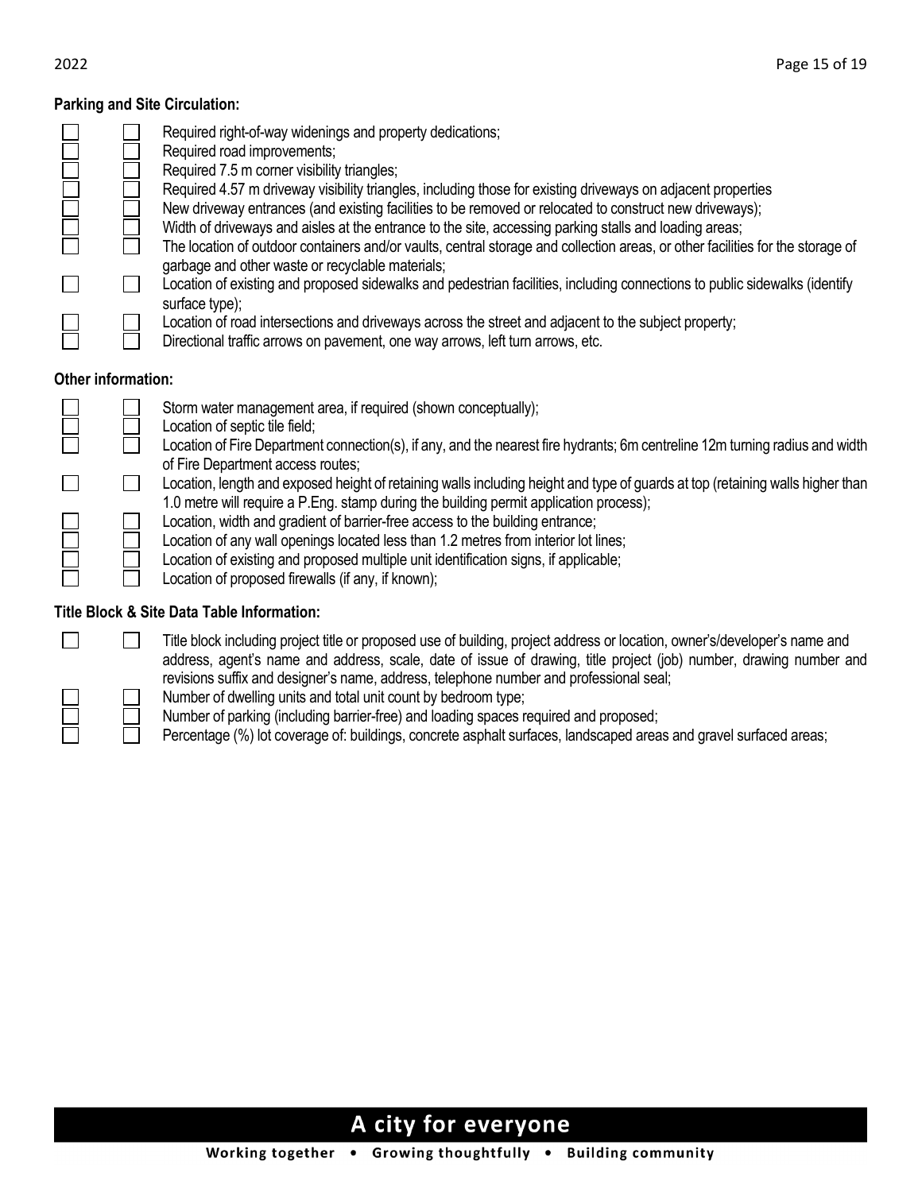**Parking and Site Circulation:**

- [ ] [ ] Required right-of-way widenings and property dedications;
- [ ] [ ] Required road improvements;
- [ ] [ ] Required 7.5 m corner visibility triangles;
- [ ] [ ] Required 4.57 m driveway visibility triangles, including those for existing driveways on adjacent properties
- [ ] [ ] New driveway entrances (and existing facilities to be removed or relocated to construct new driveways);
- [ ] [ ] Width of driveways and aisles at the entrance to the site, accessing parking stalls and loading areas;
- [ ] [ ] The location of outdoor containers and/or vaults, central storage and collection areas, or other facilities for the storage of garbage and other waste or recyclable materials;
- [ ] [ ] Location of existing and proposed sidewalks and pedestrian facilities, including connections to public sidewalks (identify surface type);
- [ ] [ ] Location of road intersections and driveways across the street and adjacent to the subject property;
- [ ] [ ] Directional traffic arrows on pavement, one way arrows, left turn arrows, etc.

**Other information:**

- [ ] [ ] Storm water management area, if required (shown conceptually);
- [ ] [ ] Location of septic tile field;
- [ ] [ ] Location of Fire Department connection(s), if any, and the nearest fire hydrants; 6m centreline 12m turning radius and width of Fire Department access routes;
- [ ] [ ] Location, length and exposed height of retaining walls including height and type of guards at top (retaining walls higher than 1.0 metre will require a P.Eng. stamp during the building permit application process);
- [ ] [ ] Location, width and gradient of barrier-free access to the building entrance;
- [ ] [ ] Location of any wall openings located less than 1.2 metres from interior lot lines;
- [ ] [ ] Location of existing and proposed multiple unit identification signs, if applicable;
- [ ] [ ] Location of proposed firewalls (if any, if known);

**Title Block & Site Data Table Information:**

- [ ] [ ] Title block including project title or proposed use of building, project address or location, owner's/developer's name and address, agent's name and address, scale, date of issue of drawing, title project (job) number, drawing number and revisions suffix and designer's name, address, telephone number and professional seal;
- [ ] [ ] Number of dwelling units and total unit count by bedroom type;
- [ ] [ ] Number of parking (including barrier-free) and loading spaces required and proposed;
- [ ] [ ] Percentage (%) lot coverage of: buildings, concrete asphalt surfaces, landscaped areas and gravel surfaced areas;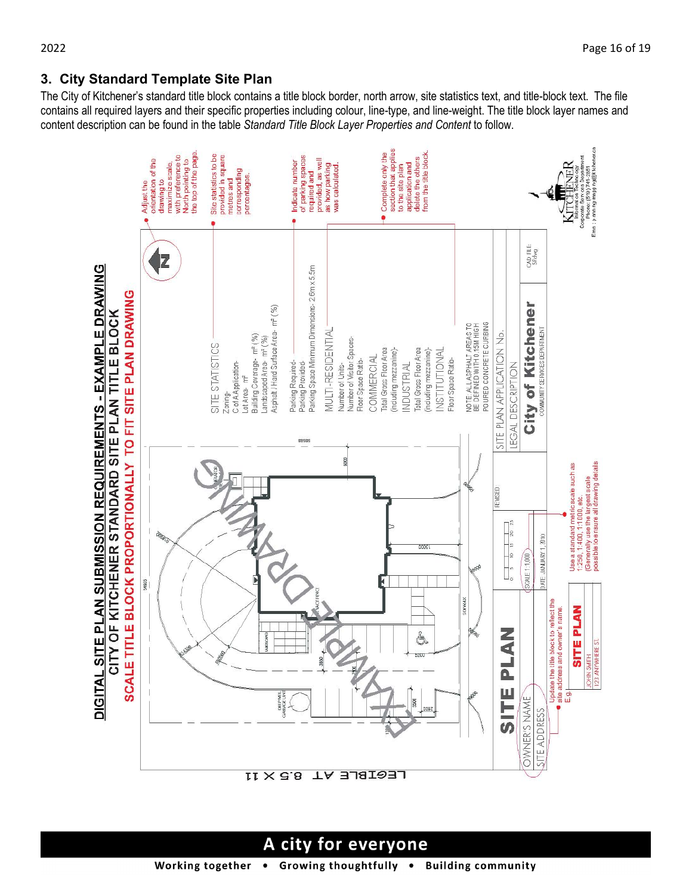## 3. City Standard Template Site Plan

The City of Kitchener's standard title block contains a title block border, north arrow, site statistics text, and title-block text. The file contains all required layers and their specific properties including colour, line-type, and line-weight. The title block layer names and content description can be found in the table *Standard Title Block Layer Properties and Content* to follow.

**DIGITAL SITE PLAN SUBMISSION REQUIREMENTS - EXAMPLE DRAWING**
**CITY OF KITCHENER STANDARD SITE PLAN TITLE BLOCK**
**SCALE TITLE BLOCK PROPORTIONALLY TO FIT SITE PLAN DRAWING**

LEGIBLE AT 8.5 X 11

SITE STATISTICS
Zoning-
C of A Application-
Lot Area- m²
Building Coverage- m² (%)
Landscaped Area- m² (%)
Asphalt / Hard Surface Area- m² (%)

Parking Required-
Parking Provided-
Parking Space Minimum Dimensions- 2.6m x 5.5m

MULTI-RESIDENTIAL
Number of Units-
Number of Visitor Spaces-
Floor Space Ratio-
COMMERCIAL
Total Gross Floor Area (including mezzanine)-
INDUSTRIAL
Total Gross Floor Area (including mezzanine)-
INSTITUTIONAL
Floor Space Ratio-

NOTE: ALL ASPHALT AREAS TO BE DEFINED WITH 0.15M HIGH POURED CONCRETE CURBING

SITE PLAN APPLICATION No.
LEGAL DESCRIPTION
**City of Kitchener**
COMMUNITY SERVICES DEPARTMENT
CAD FILE: SP.dwg

SITE PLAN
OWNER'S NAME
SITE ADDRESS
REVISED
SCALE 1:1,000
DATE: JANUARY 1, 2010

- Adjust the orientation of the drawing to maximize scale, with preference to North pointing to the top of the page.
- Site statistics to be provided in square metres and corresponding percentages.
- Indicate number of parking spaces required and provided, as well as how parking was calculated.
- Complete only the section that applies to the site plan application and delete the others from the title block.
- Update the title block to reflect the site address and owner's name. E.g. SITE PLAN, JOHN SMITH, 123 ANYWHERE ST.
- Use a standard metric scale such as 1:250, 1:400, 1:1000, etc. (Generally use the largest scale possible to ensure all drawing details)

KITCHENER
Information Technology
Corporate Services Department
Phone: (519) 741-2851
Email: planning.mapping@kitchener.ca

EXAMPLE DRAWING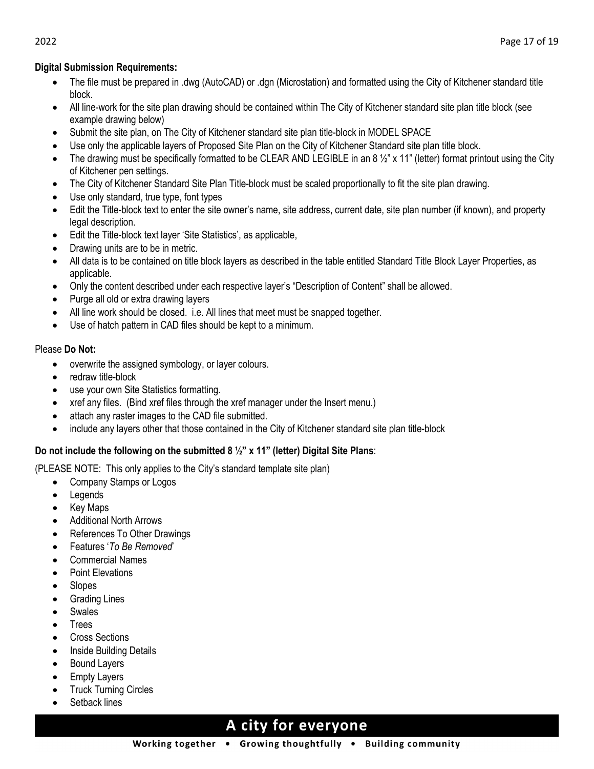**Digital Submission Requirements:**

- The file must be prepared in .dwg (AutoCAD) or .dgn (Microstation) and formatted using the City of Kitchener standard title block.
- All line-work for the site plan drawing should be contained within The City of Kitchener standard site plan title block (see example drawing below)
- Submit the site plan, on The City of Kitchener standard site plan title-block in MODEL SPACE
- Use only the applicable layers of Proposed Site Plan on the City of Kitchener Standard site plan title block.
- The drawing must be specifically formatted to be CLEAR AND LEGIBLE in an 8 ½" x 11" (letter) format printout using the City of Kitchener pen settings.
- The City of Kitchener Standard Site Plan Title-block must be scaled proportionally to fit the site plan drawing.
- Use only standard, true type, font types
- Edit the Title-block text to enter the site owner's name, site address, current date, site plan number (if known), and property legal description.
- Edit the Title-block text layer 'Site Statistics', as applicable,
- Drawing units are to be in metric.
- All data is to be contained on title block layers as described in the table entitled Standard Title Block Layer Properties, as applicable.
- Only the content described under each respective layer's "Description of Content" shall be allowed.
- Purge all old or extra drawing layers
- All line work should be closed. i.e. All lines that meet must be snapped together.
- Use of hatch pattern in CAD files should be kept to a minimum.

Please **Do Not:**

- overwrite the assigned symbology, or layer colours.
- redraw title-block
- use your own Site Statistics formatting.
- xref any files. (Bind xref files through the xref manager under the Insert menu.)
- attach any raster images to the CAD file submitted.
- include any layers other that those contained in the City of Kitchener standard site plan title-block

**Do not include the following on the submitted 8 ½" x 11" (letter) Digital Site Plans**:

(PLEASE NOTE: This only applies to the City's standard template site plan)

- Company Stamps or Logos
- Legends
- Key Maps
- Additional North Arrows
- References To Other Drawings
- Features '*To Be Removed*'
- Commercial Names
- Point Elevations
- Slopes
- Grading Lines
- Swales
- Trees
- Cross Sections
- Inside Building Details
- Bound Layers
- Empty Layers
- Truck Turning Circles
- Setback lines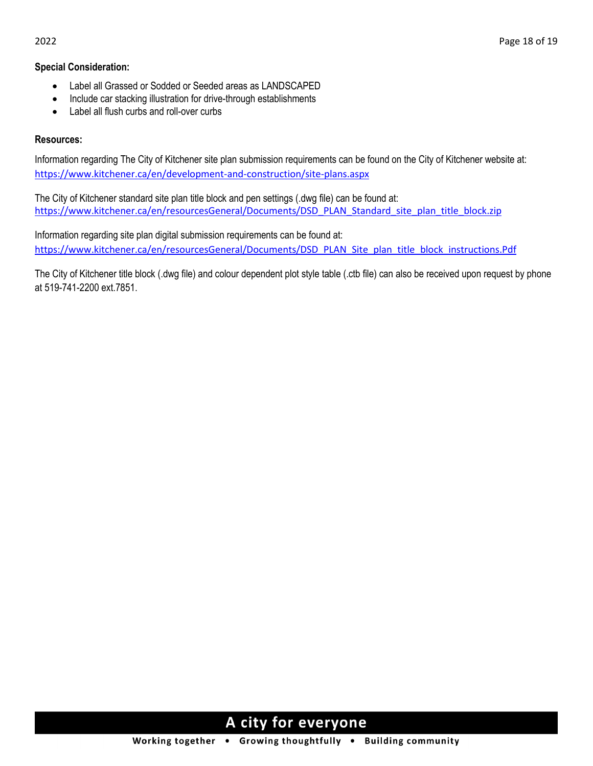**Special Consideration:**

- Label all Grassed or Sodded or Seeded areas as LANDSCAPED
- Include car stacking illustration for drive-through establishments
- Label all flush curbs and roll-over curbs

**Resources:**

Information regarding The City of Kitchener site plan submission requirements can be found on the City of Kitchener website at: https://www.kitchener.ca/en/development-and-construction/site-plans.aspx

The City of Kitchener standard site plan title block and pen settings (.dwg file) can be found at: https://www.kitchener.ca/en/resourcesGeneral/Documents/DSD_PLAN_Standard_site_plan_title_block.zip

Information regarding site plan digital submission requirements can be found at: https://www.kitchener.ca/en/resourcesGeneral/Documents/DSD_PLAN_Site_plan_title_block_instructions.Pdf

The City of Kitchener title block (.dwg file) and colour dependent plot style table (.ctb file) can also be received upon request by phone at 519-741-2200 ext.7851.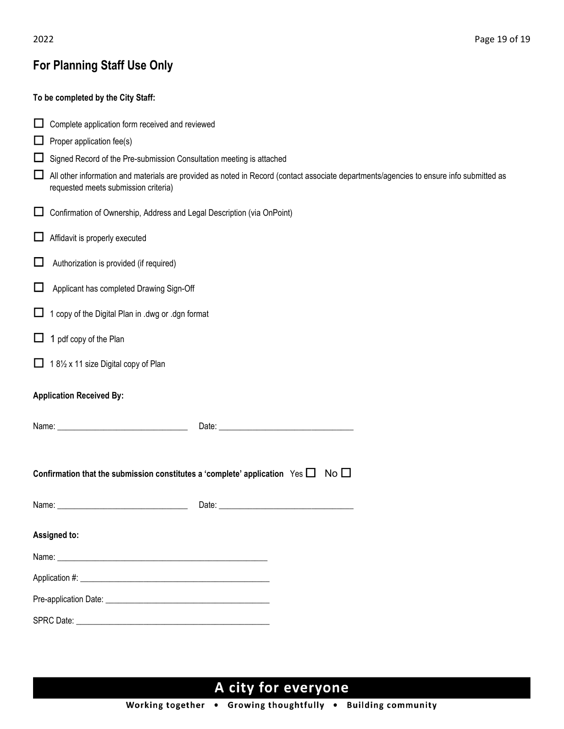## For Planning Staff Use Only

**To be completed by the City Staff:**

- ☐ Complete application form received and reviewed
- ☐ Proper application fee(s)
- ☐ Signed Record of the Pre-submission Consultation meeting is attached
- ☐ All other information and materials are provided as noted in Record (contact associate departments/agencies to ensure info submitted as requested meets submission criteria)
- ☐ Confirmation of Ownership, Address and Legal Description (via OnPoint)
- ☐ Affidavit is properly executed
- ☐ Authorization is provided (if required)
- ☐ Applicant has completed Drawing Sign-Off
- ☐ 1 copy of the Digital Plan in .dwg or .dgn format
- ☐ 1 pdf copy of the Plan
- ☐ 1 8½ x 11 size Digital copy of Plan

**Application Received By:**

Name: ______________________________ Date: ______________________________

**Confirmation that the submission constitutes a 'complete' application** Yes ☐ No ☐

Name: ______________________________ Date: ______________________________

**Assigned to:**

Name: ______________________________________________

Application #: __________________________________________

Pre-application Date: ____________________________________

SPRC Date: ____________________________________________

**A city for everyone**

**Working together • Growing thoughtfully • Building community**